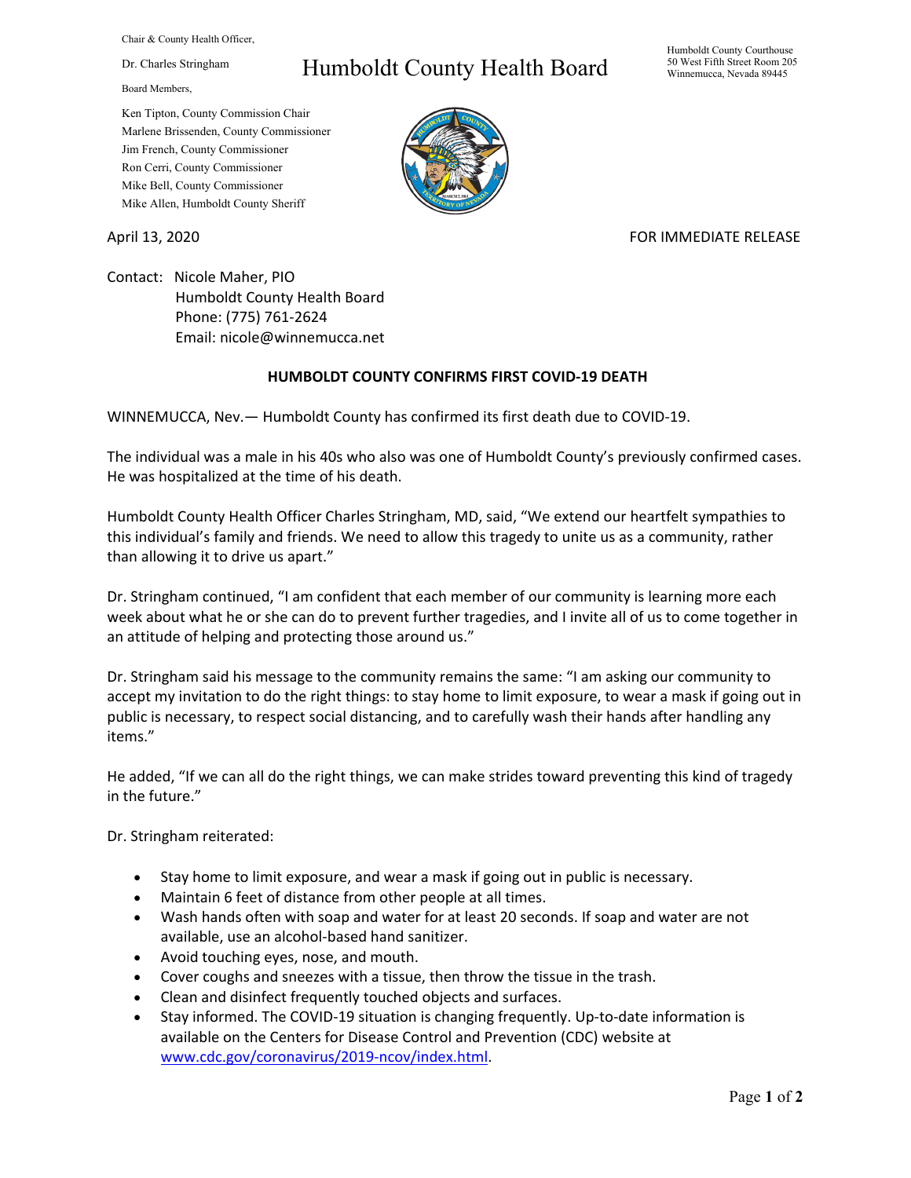Chair & County Health Officer,

Dr. Charles Stringham

# Humboldt County Health Board

Humboldt County Courthouse
50 West Fifth Street Room 205
Winnemucca, Nevada 89445

Board Members,

Ken Tipton, County Commission Chair
Marlene Brissenden, County Commissioner
Jim French, County Commissioner
Ron Cerri, County Commissioner
Mike Bell, County Commissioner
Mike Allen, Humboldt County Sheriff

April 13, 2020

FOR IMMEDIATE RELEASE

Contact: Nicole Maher, PIO
Humboldt County Health Board
Phone: (775) 761-2624
Email: nicole@winnemucca.net

## HUMBOLDT COUNTY CONFIRMS FIRST COVID-19 DEATH

WINNEMUCCA, Nev.— Humboldt County has confirmed its first death due to COVID-19.

The individual was a male in his 40s who also was one of Humboldt County's previously confirmed cases. He was hospitalized at the time of his death.

Humboldt County Health Officer Charles Stringham, MD, said, "We extend our heartfelt sympathies to this individual's family and friends. We need to allow this tragedy to unite us as a community, rather than allowing it to drive us apart."

Dr. Stringham continued, "I am confident that each member of our community is learning more each week about what he or she can do to prevent further tragedies, and I invite all of us to come together in an attitude of helping and protecting those around us."

Dr. Stringham said his message to the community remains the same: "I am asking our community to accept my invitation to do the right things: to stay home to limit exposure, to wear a mask if going out in public is necessary, to respect social distancing, and to carefully wash their hands after handling any items."

He added, "If we can all do the right things, we can make strides toward preventing this kind of tragedy in the future."

Dr. Stringham reiterated:

- Stay home to limit exposure, and wear a mask if going out in public is necessary.
- Maintain 6 feet of distance from other people at all times.
- Wash hands often with soap and water for at least 20 seconds. If soap and water are not available, use an alcohol-based hand sanitizer.
- Avoid touching eyes, nose, and mouth.
- Cover coughs and sneezes with a tissue, then throw the tissue in the trash.
- Clean and disinfect frequently touched objects and surfaces.
- Stay informed. The COVID-19 situation is changing frequently. Up-to-date information is available on the Centers for Disease Control and Prevention (CDC) website at www.cdc.gov/coronavirus/2019-ncov/index.html.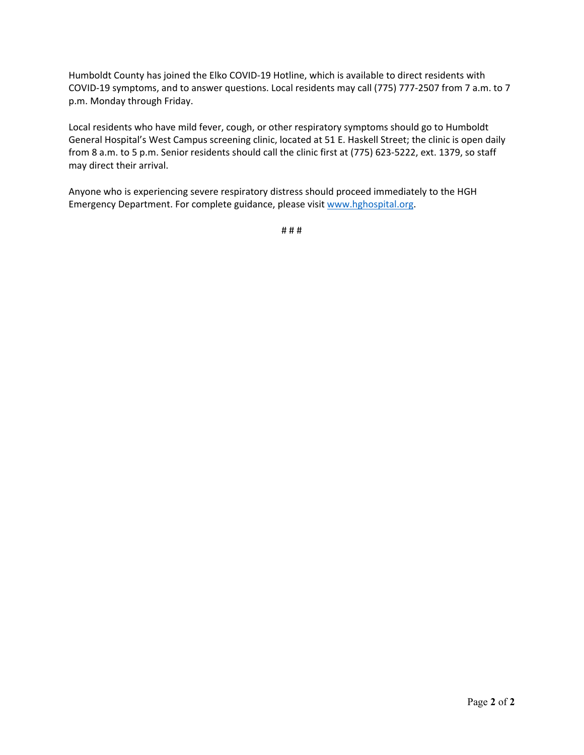Humboldt County has joined the Elko COVID-19 Hotline, which is available to direct residents with COVID-19 symptoms, and to answer questions. Local residents may call (775) 777-2507 from 7 a.m. to 7 p.m. Monday through Friday.

Local residents who have mild fever, cough, or other respiratory symptoms should go to Humboldt General Hospital's West Campus screening clinic, located at 51 E. Haskell Street; the clinic is open daily from 8 a.m. to 5 p.m. Senior residents should call the clinic first at (775) 623-5222, ext. 1379, so staff may direct their arrival.

Anyone who is experiencing severe respiratory distress should proceed immediately to the HGH Emergency Department. For complete guidance, please visit [www.hghospital.org](http://www.hghospital.org).

# # #